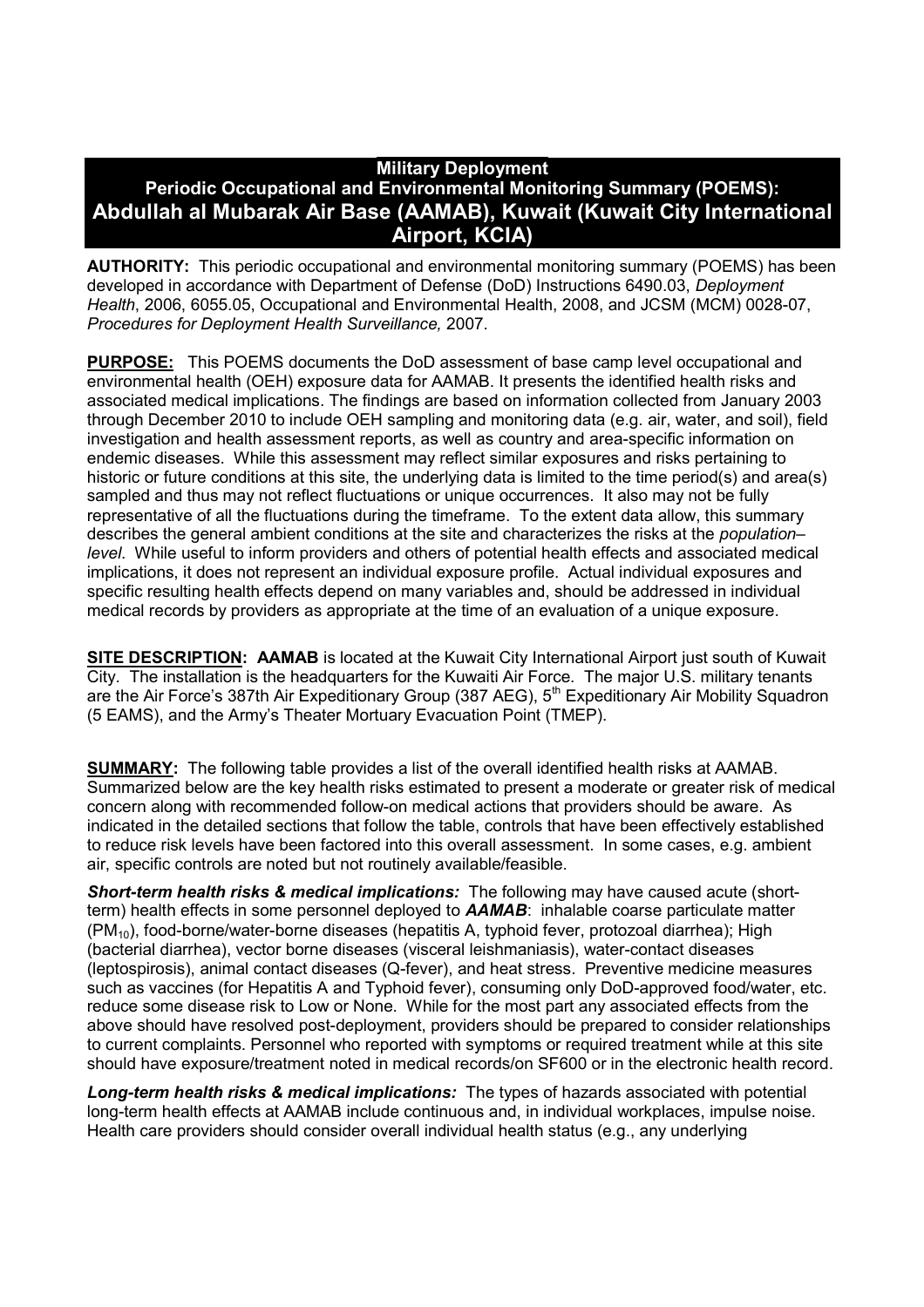# Military Deployment
## Periodic Occupational and Environmental Monitoring Summary (POEMS):
## Abdullah al Mubarak Air Base (AAMAB), Kuwait (Kuwait City International Airport, KCIA)

**AUTHORITY:** This periodic occupational and environmental monitoring summary (POEMS) has been developed in accordance with Department of Defense (DoD) Instructions 6490.03, *Deployment Health*, 2006, 6055.05, Occupational and Environmental Health, 2008, and JCSM (MCM) 0028-07, *Procedures for Deployment Health Surveillance,* 2007.

**PURPOSE:** This POEMS documents the DoD assessment of base camp level occupational and environmental health (OEH) exposure data for AAMAB. It presents the identified health risks and associated medical implications. The findings are based on information collected from January 2003 through December 2010 to include OEH sampling and monitoring data (e.g. air, water, and soil), field investigation and health assessment reports, as well as country and area-specific information on endemic diseases. While this assessment may reflect similar exposures and risks pertaining to historic or future conditions at this site, the underlying data is limited to the time period(s) and area(s) sampled and thus may not reflect fluctuations or unique occurrences. It also may not be fully representative of all the fluctuations during the timeframe. To the extent data allow, this summary describes the general ambient conditions at the site and characterizes the risks at the *population–level*. While useful to inform providers and others of potential health effects and associated medical implications, it does not represent an individual exposure profile. Actual individual exposures and specific resulting health effects depend on many variables and, should be addressed in individual medical records by providers as appropriate at the time of an evaluation of a unique exposure.

**SITE DESCRIPTION:** **AAMAB** is located at the Kuwait City International Airport just south of Kuwait City. The installation is the headquarters for the Kuwaiti Air Force. The major U.S. military tenants are the Air Force's 387th Air Expeditionary Group (387 AEG), 5th Expeditionary Air Mobility Squadron (5 EAMS), and the Army's Theater Mortuary Evacuation Point (TMEP).

**SUMMARY:** The following table provides a list of the overall identified health risks at AAMAB. Summarized below are the key health risks estimated to present a moderate or greater risk of medical concern along with recommended follow-on medical actions that providers should be aware. As indicated in the detailed sections that follow the table, controls that have been effectively established to reduce risk levels have been factored into this overall assessment. In some cases, e.g. ambient air, specific controls are noted but not routinely available/feasible.

***Short-term health risks & medical implications:*** The following may have caused acute (short-term) health effects in some personnel deployed to ***AAMAB***: inhalable coarse particulate matter ($PM_{10}$), food-borne/water-borne diseases (hepatitis A, typhoid fever, protozoal diarrhea); High (bacterial diarrhea), vector borne diseases (visceral leishmaniasis), water-contact diseases (leptospirosis), animal contact diseases (Q-fever), and heat stress. Preventive medicine measures such as vaccines (for Hepatitis A and Typhoid fever), consuming only DoD-approved food/water, etc. reduce some disease risk to Low or None. While for the most part any associated effects from the above should have resolved post-deployment, providers should be prepared to consider relationships to current complaints. Personnel who reported with symptoms or required treatment while at this site should have exposure/treatment noted in medical records/on SF600 or in the electronic health record.

***Long-term health risks & medical implications:*** The types of hazards associated with potential long-term health effects at AAMAB include continuous and, in individual workplaces, impulse noise. Health care providers should consider overall individual health status (e.g., any underlying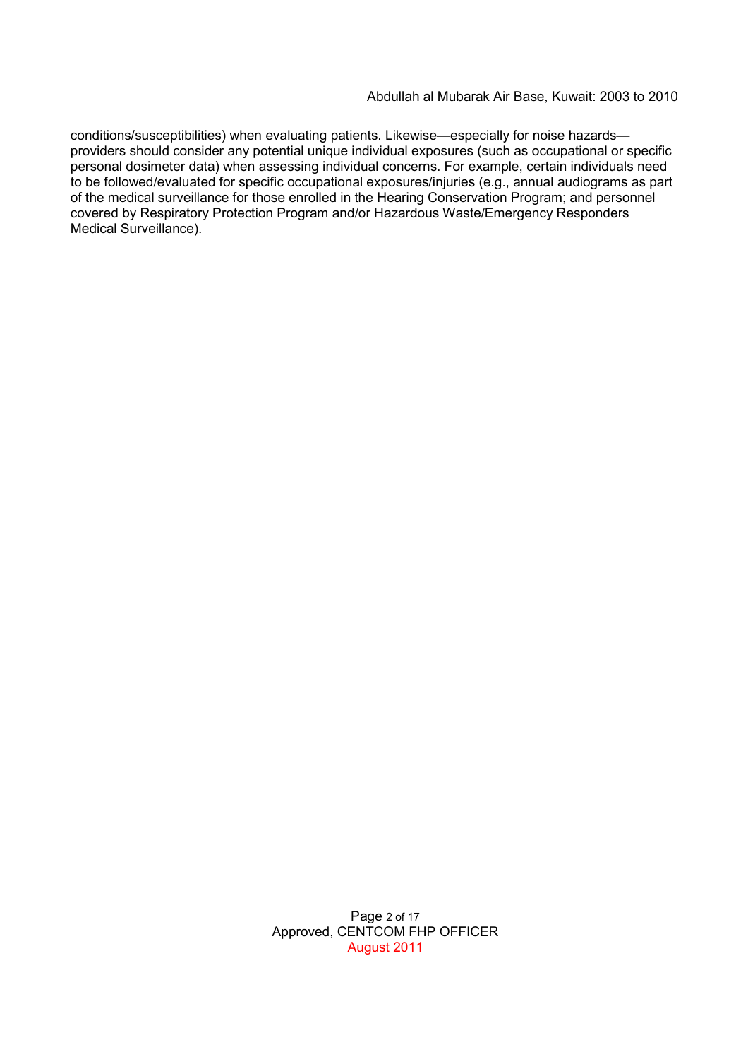conditions/susceptibilities) when evaluating patients. Likewise—especially for noise hazards—providers should consider any potential unique individual exposures (such as occupational or specific personal dosimeter data) when assessing individual concerns. For example, certain individuals need to be followed/evaluated for specific occupational exposures/injuries (e.g., annual audiograms as part of the medical surveillance for those enrolled in the Hearing Conservation Program; and personnel covered by Respiratory Protection Program and/or Hazardous Waste/Emergency Responders Medical Surveillance).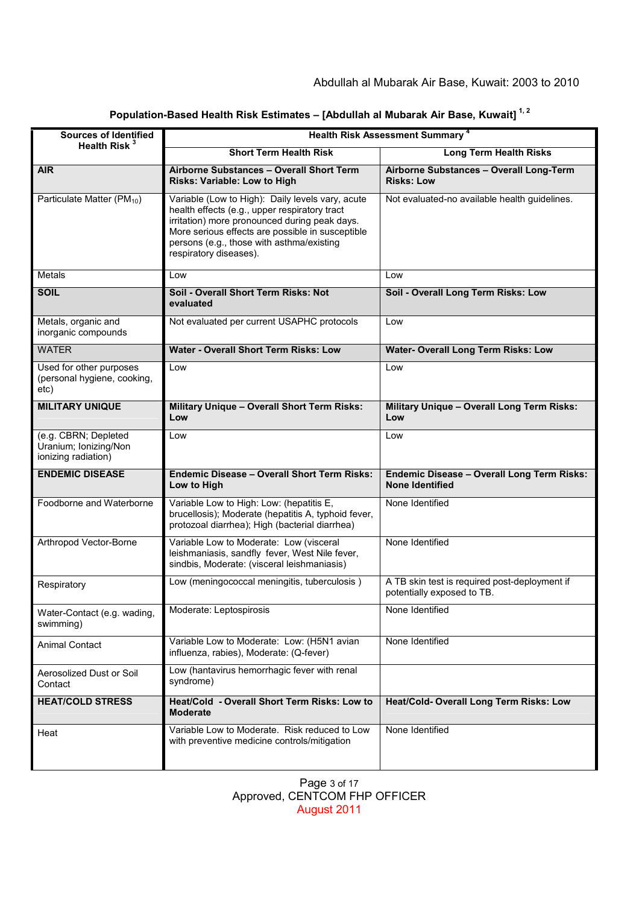## Population-Based Health Risk Estimates – [Abdullah al Mubarak Air Base, Kuwait] [1, 2]

| Sources of Identified Health Risk [3] | Health Risk Assessment Summary [4] | |
|---|---|---|
| | **Short Term Health Risk** | **Long Term Health Risks** |
| **AIR** | **Airborne Substances – Overall Short Term Risks: Variable: Low to High** | **Airborne Substances – Overall Long-Term Risks: Low** |
| Particulate Matter ($PM_{10}$) | Variable (Low to High): Daily levels vary, acute health effects (e.g., upper respiratory tract irritation) more pronounced during peak days. More serious effects are possible in susceptible persons (e.g., those with asthma/existing respiratory diseases). | Not evaluated-no available health guidelines. |
| Metals | Low | Low |
| **SOIL** | **Soil - Overall Short Term Risks: Not evaluated** | **Soil - Overall Long Term Risks: Low** |
| Metals, organic and inorganic compounds | Not evaluated per current USAPHC protocols | Low |
| WATER | **Water - Overall Short Term Risks: Low** | **Water- Overall Long Term Risks: Low** |
| Used for other purposes (personal hygiene, cooking, etc) | Low | Low |
| **MILITARY UNIQUE** | **Military Unique – Overall Short Term Risks: Low** | **Military Unique – Overall Long Term Risks: Low** |
| (e.g. CBRN; Depleted Uranium; Ionizing/Non ionizing radiation) | Low | Low |
| **ENDEMIC DISEASE** | **Endemic Disease – Overall Short Term Risks: Low to High** | **Endemic Disease – Overall Long Term Risks: None Identified** |
| Foodborne and Waterborne | Variable Low to High: Low: (hepatitis E, brucellosis); Moderate (hepatitis A, typhoid fever, protozoal diarrhea); High (bacterial diarrhea) | None Identified |
| Arthropod Vector-Borne | Variable Low to Moderate: Low (visceral leishmaniasis, sandfly fever, West Nile fever, sindbis, Moderate: (visceral leishmaniasis) | None Identified |
| Respiratory | Low (meningococcal meningitis, tuberculosis ) | A TB skin test is required post-deployment if potentially exposed to TB. |
| Water-Contact (e.g. wading, swimming) | Moderate: Leptospirosis | None Identified |
| Animal Contact | Variable Low to Moderate: Low: (H5N1 avian influenza, rabies), Moderate: (Q-fever) | None Identified |
| Aerosolized Dust or Soil Contact | Low (hantavirus hemorrhagic fever with renal syndrome) | |
| **HEAT/COLD STRESS** | **Heat/Cold - Overall Short Term Risks: Low to Moderate** | **Heat/Cold- Overall Long Term Risks: Low** |
| Heat | Variable Low to Moderate. Risk reduced to Low with preventive medicine controls/mitigation | None Identified |

Approved, CENTCOM FHP OFFICER
August 2011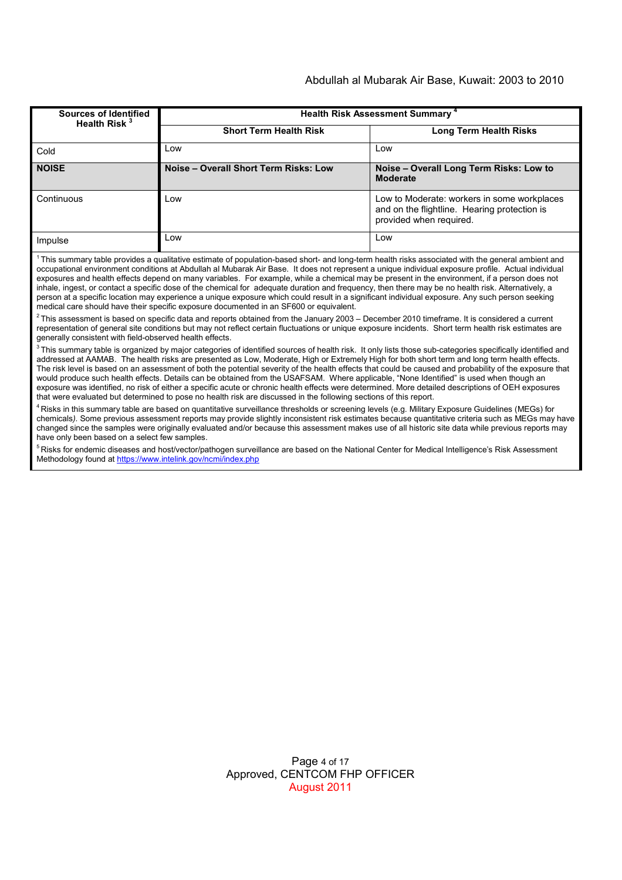| Sources of Identified Health Risk [3] | Health Risk Assessment Summary [4] | |
|---|---|---|
| | **Short Term Health Risk** | **Long Term Health Risks** |
| Cold | Low | Low |
| **NOISE** | **Noise – Overall Short Term Risks: Low** | **Noise – Overall Long Term Risks: Low to Moderate** |
| Continuous | Low | Low to Moderate: workers in some workplaces and on the flightline. Hearing protection is provided when required. |
| Impulse | Low | Low |

[1] This summary table provides a qualitative estimate of population-based short- and long-term health risks associated with the general ambient and occupational environment conditions at Abdullah al Mubarak Air Base. It does not represent a unique individual exposure profile. Actual individual exposures and health effects depend on many variables. For example, while a chemical may be present in the environment, if a person does not inhale, ingest, or contact a specific dose of the chemical for adequate duration and frequency, then there may be no health risk. Alternatively, a person at a specific location may experience a unique exposure which could result in a significant individual exposure. Any such person seeking medical care should have their specific exposure documented in an SF600 or equivalent.

[2] This assessment is based on specific data and reports obtained from the January 2003 – December 2010 timeframe. It is considered a current representation of general site conditions but may not reflect certain fluctuations or unique exposure incidents. Short term health risk estimates are generally consistent with field-observed health effects.

[3] This summary table is organized by major categories of identified sources of health risk. It only lists those sub-categories specifically identified and addressed at AAMAB. The health risks are presented as Low, Moderate, High or Extremely High for both short term and long term health effects. The risk level is based on an assessment of both the potential severity of the health effects that could be caused and probability of the exposure that would produce such health effects. Details can be obtained from the USAFSAM. Where applicable, "None Identified" is used when though an exposure was identified, no risk of either a specific acute or chronic health effects were determined. More detailed descriptions of OEH exposures that were evaluated but determined to pose no health risk are discussed in the following sections of this report.

[4] Risks in this summary table are based on quantitative surveillance thresholds or screening levels (e.g. Military Exposure Guidelines (MEGs) for chemicals). Some previous assessment reports may provide slightly inconsistent risk estimates because quantitative criteria such as MEGs may have changed since the samples were originally evaluated and/or because this assessment makes use of all historic site data while previous reports may have only been based on a select few samples.

[5] Risks for endemic diseases and host/vector/pathogen surveillance are based on the National Center for Medical Intelligence's Risk Assessment Methodology found at https://www.intelink.gov/ncmi/index.php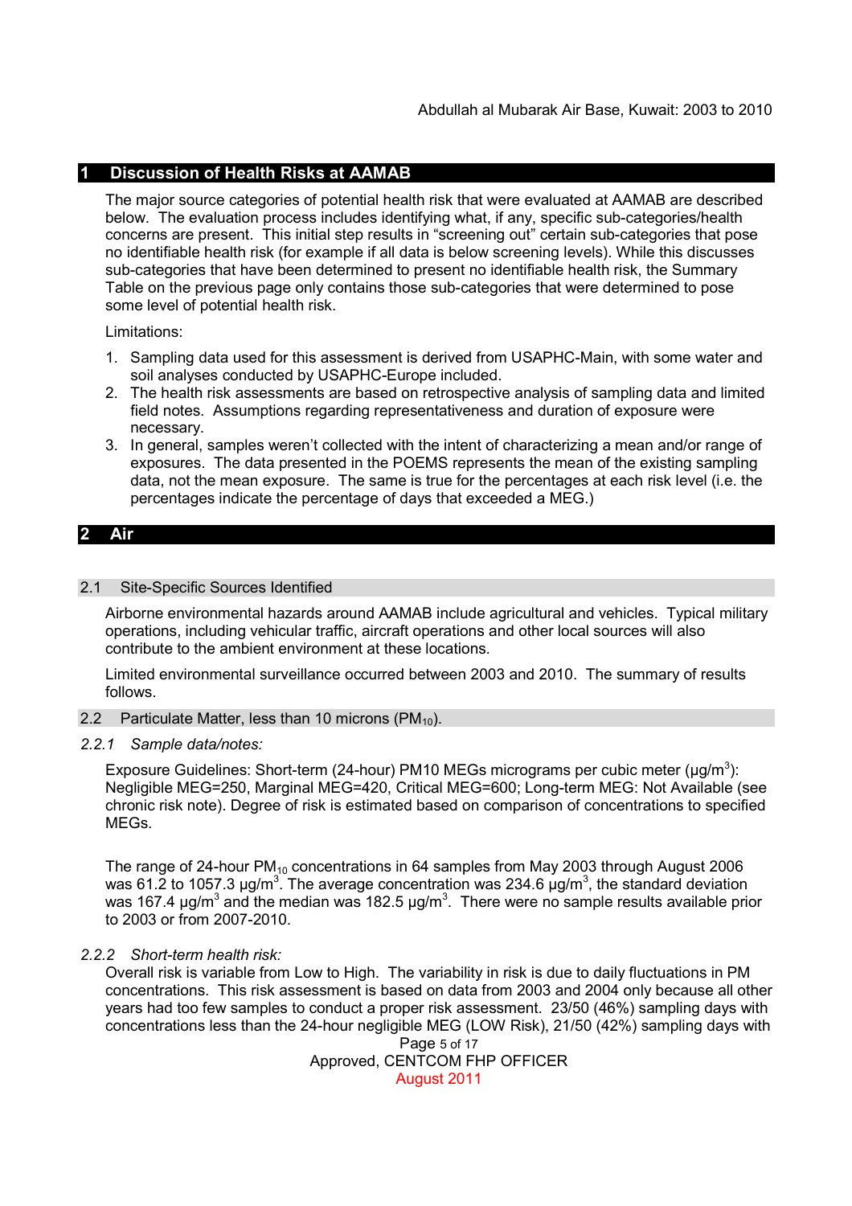## 1 Discussion of Health Risks at AAMAB

The major source categories of potential health risk that were evaluated at AAMAB are described below. The evaluation process includes identifying what, if any, specific sub-categories/health concerns are present. This initial step results in "screening out" certain sub-categories that pose no identifiable health risk (for example if all data is below screening levels). While this discusses sub-categories that have been determined to present no identifiable health risk, the Summary Table on the previous page only contains those sub-categories that were determined to pose some level of potential health risk.

Limitations:

1. Sampling data used for this assessment is derived from USAPHC-Main, with some water and soil analyses conducted by USAPHC-Europe included.
2. The health risk assessments are based on retrospective analysis of sampling data and limited field notes. Assumptions regarding representativeness and duration of exposure were necessary.
3. In general, samples weren't collected with the intent of characterizing a mean and/or range of exposures. The data presented in the POEMS represents the mean of the existing sampling data, not the mean exposure. The same is true for the percentages at each risk level (i.e. the percentages indicate the percentage of days that exceeded a MEG.)

## 2 Air

### 2.1 Site-Specific Sources Identified

Airborne environmental hazards around AAMAB include agricultural and vehicles. Typical military operations, including vehicular traffic, aircraft operations and other local sources will also contribute to the ambient environment at these locations.

Limited environmental surveillance occurred between 2003 and 2010. The summary of results follows.

### 2.2 Particulate Matter, less than 10 microns ($PM_{10}$).

#### *2.2.1 Sample data/notes:*

Exposure Guidelines: Short-term (24-hour) PM10 MEGs micrograms per cubic meter (μg/m$^3$): Negligible MEG=250, Marginal MEG=420, Critical MEG=600; Long-term MEG: Not Available (see chronic risk note). Degree of risk is estimated based on comparison of concentrations to specified MEGs.

The range of 24-hour $PM_{10}$ concentrations in 64 samples from May 2003 through August 2006 was 61.2 to 1057.3 μg/m$^3$. The average concentration was 234.6 μg/m$^3$, the standard deviation was 167.4 μg/m$^3$ and the median was 182.5 μg/m$^3$. There were no sample results available prior to 2003 or from 2007-2010.

#### *2.2.2 Short-term health risk:*

Overall risk is variable from Low to High. The variability in risk is due to daily fluctuations in PM concentrations. This risk assessment is based on data from 2003 and 2004 only because all other years had too few samples to conduct a proper risk assessment. 23/50 (46%) sampling days with concentrations less than the 24-hour negligible MEG (LOW Risk), 21/50 (42%) sampling days with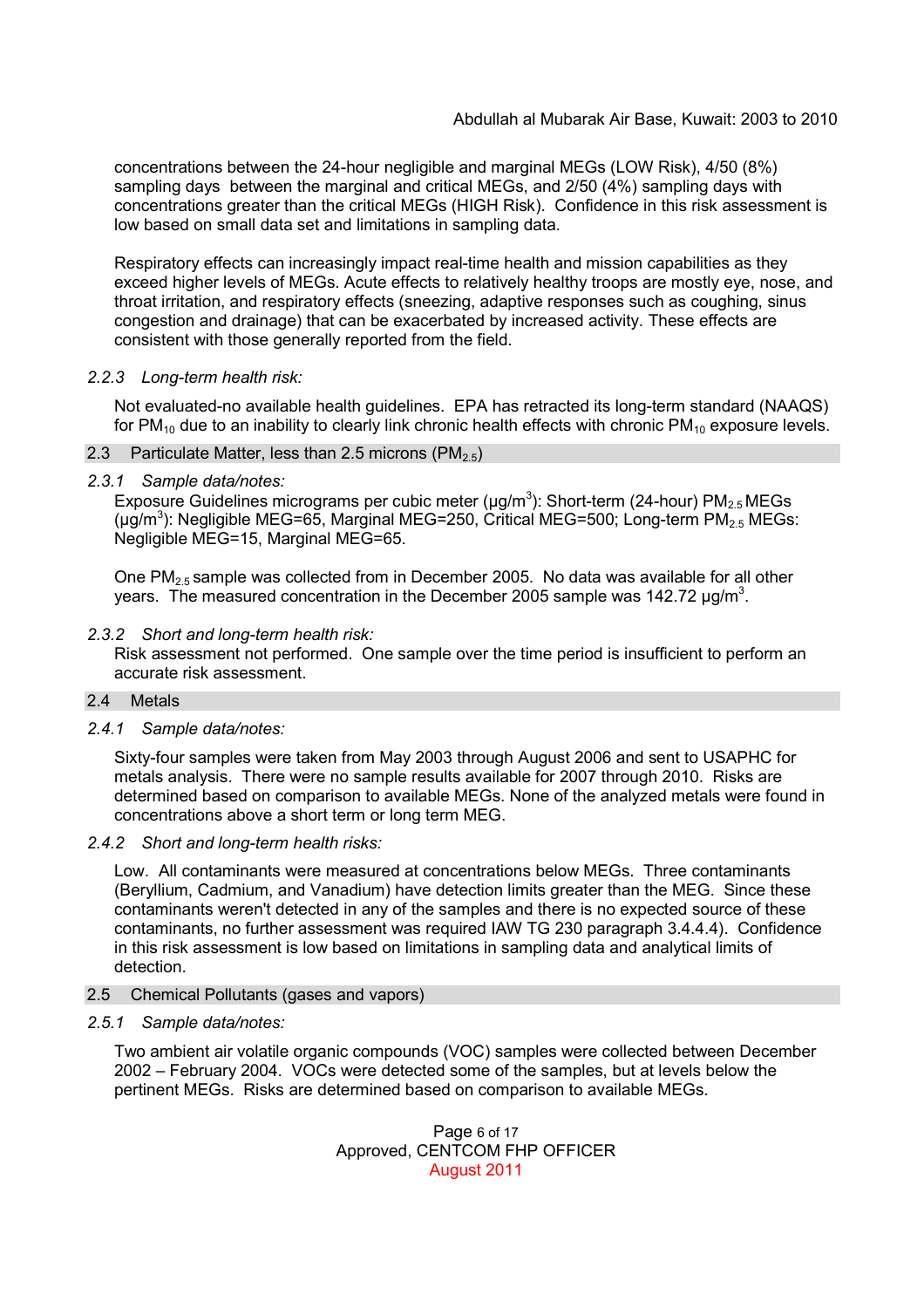concentrations between the 24-hour negligible and marginal MEGs (LOW Risk), 4/50 (8%) sampling days between the marginal and critical MEGs, and 2/50 (4%) sampling days with concentrations greater than the critical MEGs (HIGH Risk). Confidence in this risk assessment is low based on small data set and limitations in sampling data.

Respiratory effects can increasingly impact real-time health and mission capabilities as they exceed higher levels of MEGs. Acute effects to relatively healthy troops are mostly eye, nose, and throat irritation, and respiratory effects (sneezing, adaptive responses such as coughing, sinus congestion and drainage) that can be exacerbated by increased activity. These effects are consistent with those generally reported from the field.

### *2.2.3 Long-term health risk:*

Not evaluated-no available health guidelines. EPA has retracted its long-term standard (NAAQS) for $PM_{10}$ due to an inability to clearly link chronic health effects with chronic $PM_{10}$ exposure levels.

## 2.3 Particulate Matter, less than 2.5 microns ($PM_{2.5}$)

### *2.3.1 Sample data/notes:*

Exposure Guidelines micrograms per cubic meter (μg/m$^3$): Short-term (24-hour) $PM_{2.5}$ MEGs (μg/m$^3$): Negligible MEG=65, Marginal MEG=250, Critical MEG=500; Long-term $PM_{2.5}$ MEGs: Negligible MEG=15, Marginal MEG=65.

One $PM_{2.5}$ sample was collected from in December 2005. No data was available for all other years. The measured concentration in the December 2005 sample was 142.72 μg/m$^3$.

### *2.3.2 Short and long-term health risk:*

Risk assessment not performed. One sample over the time period is insufficient to perform an accurate risk assessment.

## 2.4 Metals

### *2.4.1 Sample data/notes:*

Sixty-four samples were taken from May 2003 through August 2006 and sent to USAPHC for metals analysis. There were no sample results available for 2007 through 2010. Risks are determined based on comparison to available MEGs. None of the analyzed metals were found in concentrations above a short term or long term MEG.

### *2.4.2 Short and long-term health risks:*

Low. All contaminants were measured at concentrations below MEGs. Three contaminants (Beryllium, Cadmium, and Vanadium) have detection limits greater than the MEG. Since these contaminants weren't detected in any of the samples and there is no expected source of these contaminants, no further assessment was required IAW TG 230 paragraph 3.4.4.4). Confidence in this risk assessment is low based on limitations in sampling data and analytical limits of detection.

## 2.5 Chemical Pollutants (gases and vapors)

### *2.5.1 Sample data/notes:*

Two ambient air volatile organic compounds (VOC) samples were collected between December 2002 – February 2004. VOCs were detected some of the samples, but at levels below the pertinent MEGs. Risks are determined based on comparison to available MEGs.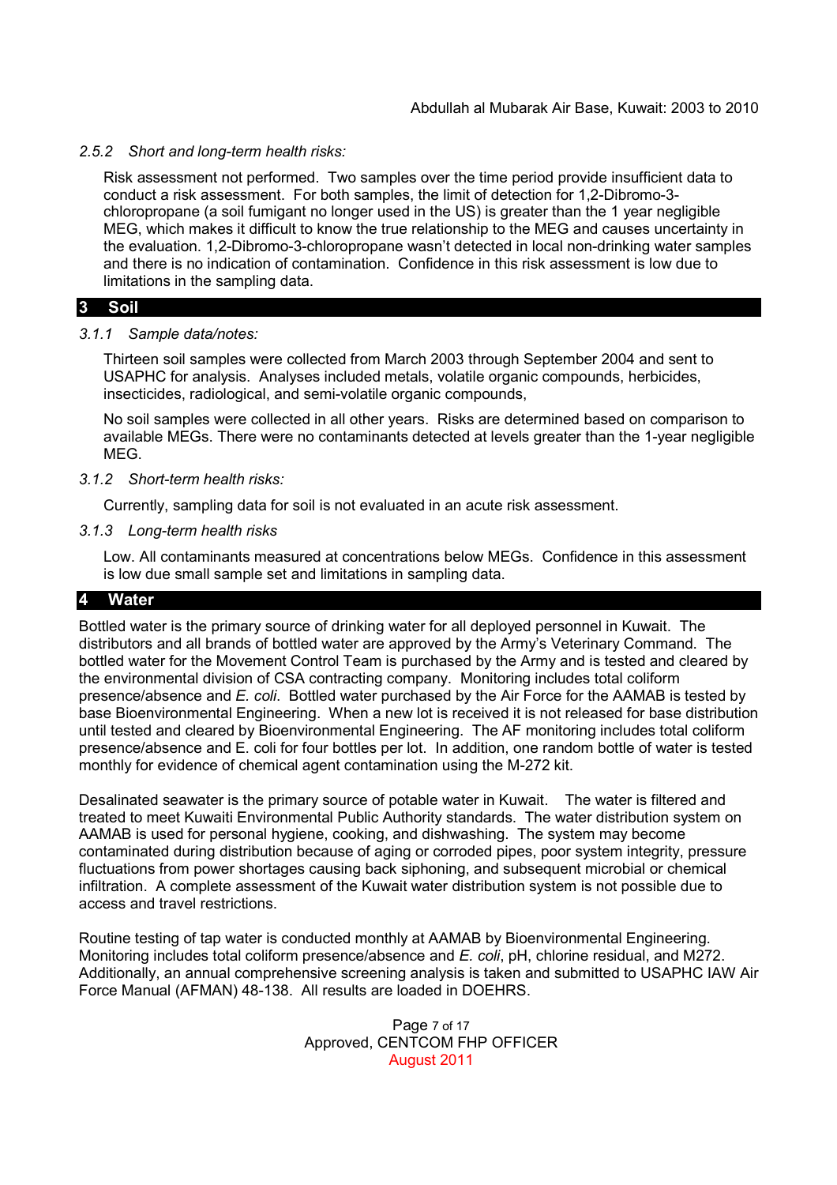*2.5.2 Short and long-term health risks:*

Risk assessment not performed. Two samples over the time period provide insufficient data to conduct a risk assessment. For both samples, the limit of detection for 1,2-Dibromo-3-chloropropane (a soil fumigant no longer used in the US) is greater than the 1 year negligible MEG, which makes it difficult to know the true relationship to the MEG and causes uncertainty in the evaluation. 1,2-Dibromo-3-chloropropane wasn't detected in local non-drinking water samples and there is no indication of contamination. Confidence in this risk assessment is low due to limitations in the sampling data.

## 3 Soil

*3.1.1 Sample data/notes:*

Thirteen soil samples were collected from March 2003 through September 2004 and sent to USAPHC for analysis. Analyses included metals, volatile organic compounds, herbicides, insecticides, radiological, and semi-volatile organic compounds,

No soil samples were collected in all other years. Risks are determined based on comparison to available MEGs. There were no contaminants detected at levels greater than the 1-year negligible MEG.

*3.1.2 Short-term health risks:*

Currently, sampling data for soil is not evaluated in an acute risk assessment.

*3.1.3 Long-term health risks*

Low. All contaminants measured at concentrations below MEGs. Confidence in this assessment is low due small sample set and limitations in sampling data.

## 4 Water

Bottled water is the primary source of drinking water for all deployed personnel in Kuwait. The distributors and all brands of bottled water are approved by the Army's Veterinary Command. The bottled water for the Movement Control Team is purchased by the Army and is tested and cleared by the environmental division of CSA contracting company. Monitoring includes total coliform presence/absence and *E. coli*. Bottled water purchased by the Air Force for the AAMAB is tested by base Bioenvironmental Engineering. When a new lot is received it is not released for base distribution until tested and cleared by Bioenvironmental Engineering. The AF monitoring includes total coliform presence/absence and E. coli for four bottles per lot. In addition, one random bottle of water is tested monthly for evidence of chemical agent contamination using the M-272 kit.

Desalinated seawater is the primary source of potable water in Kuwait. The water is filtered and treated to meet Kuwaiti Environmental Public Authority standards. The water distribution system on AAMAB is used for personal hygiene, cooking, and dishwashing. The system may become contaminated during distribution because of aging or corroded pipes, poor system integrity, pressure fluctuations from power shortages causing back siphoning, and subsequent microbial or chemical infiltration. A complete assessment of the Kuwait water distribution system is not possible due to access and travel restrictions.

Routine testing of tap water is conducted monthly at AAMAB by Bioenvironmental Engineering. Monitoring includes total coliform presence/absence and *E. coli*, pH, chlorine residual, and M272. Additionally, an annual comprehensive screening analysis is taken and submitted to USAPHC IAW Air Force Manual (AFMAN) 48-138. All results are loaded in DOEHRS.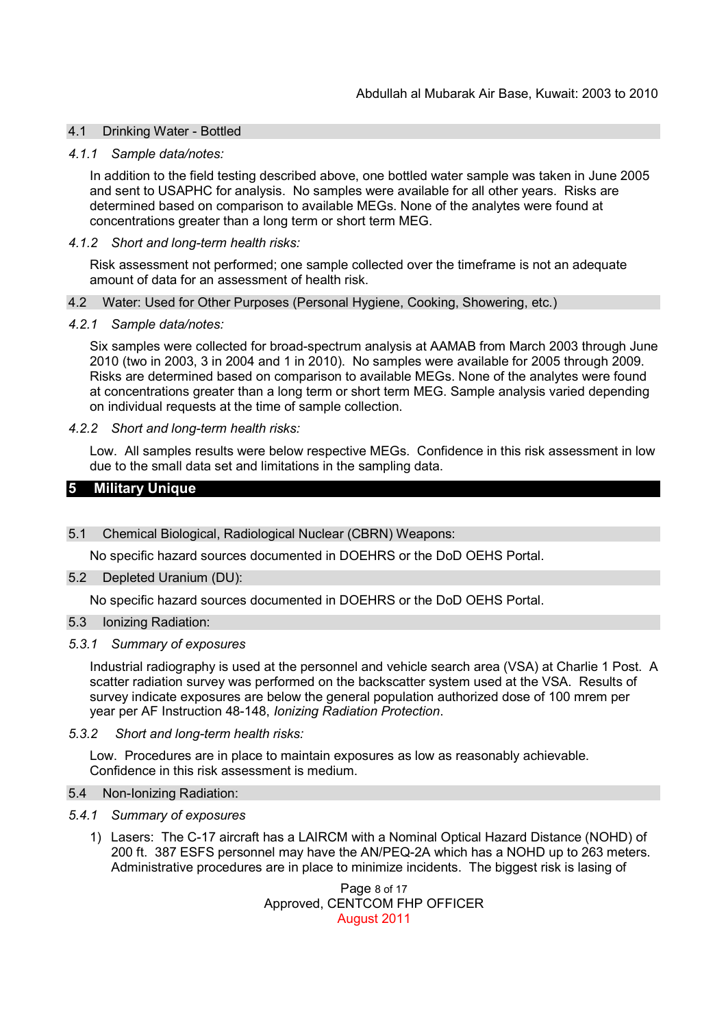### 4.1 Drinking Water - Bottled

#### *4.1.1 Sample data/notes:*

In addition to the field testing described above, one bottled water sample was taken in June 2005 and sent to USAPHC for analysis. No samples were available for all other years. Risks are determined based on comparison to available MEGs. None of the analytes were found at concentrations greater than a long term or short term MEG.

#### *4.1.2 Short and long-term health risks:*

Risk assessment not performed; one sample collected over the timeframe is not an adequate amount of data for an assessment of health risk.

### 4.2 Water: Used for Other Purposes (Personal Hygiene, Cooking, Showering, etc.)

#### *4.2.1 Sample data/notes:*

Six samples were collected for broad-spectrum analysis at AAMAB from March 2003 through June 2010 (two in 2003, 3 in 2004 and 1 in 2010). No samples were available for 2005 through 2009. Risks are determined based on comparison to available MEGs. None of the analytes were found at concentrations greater than a long term or short term MEG. Sample analysis varied depending on individual requests at the time of sample collection.

#### *4.2.2 Short and long-term health risks:*

Low. All samples results were below respective MEGs. Confidence in this risk assessment in low due to the small data set and limitations in the sampling data.

## 5 Military Unique

### 5.1 Chemical Biological, Radiological Nuclear (CBRN) Weapons:

No specific hazard sources documented in DOEHRS or the DoD OEHS Portal.

### 5.2 Depleted Uranium (DU):

No specific hazard sources documented in DOEHRS or the DoD OEHS Portal.

### 5.3 Ionizing Radiation:

#### *5.3.1 Summary of exposures*

Industrial radiography is used at the personnel and vehicle search area (VSA) at Charlie 1 Post. A scatter radiation survey was performed on the backscatter system used at the VSA. Results of survey indicate exposures are below the general population authorized dose of 100 mrem per year per AF Instruction 48-148, *Ionizing Radiation Protection*.

#### *5.3.2 Short and long-term health risks:*

Low. Procedures are in place to maintain exposures as low as reasonably achievable. Confidence in this risk assessment is medium.

### 5.4 Non-Ionizing Radiation:

#### *5.4.1 Summary of exposures*

1) Lasers: The C-17 aircraft has a LAIRCM with a Nominal Optical Hazard Distance (NOHD) of 200 ft. 387 ESFS personnel may have the AN/PEQ-2A which has a NOHD up to 263 meters. Administrative procedures are in place to minimize incidents. The biggest risk is lasing of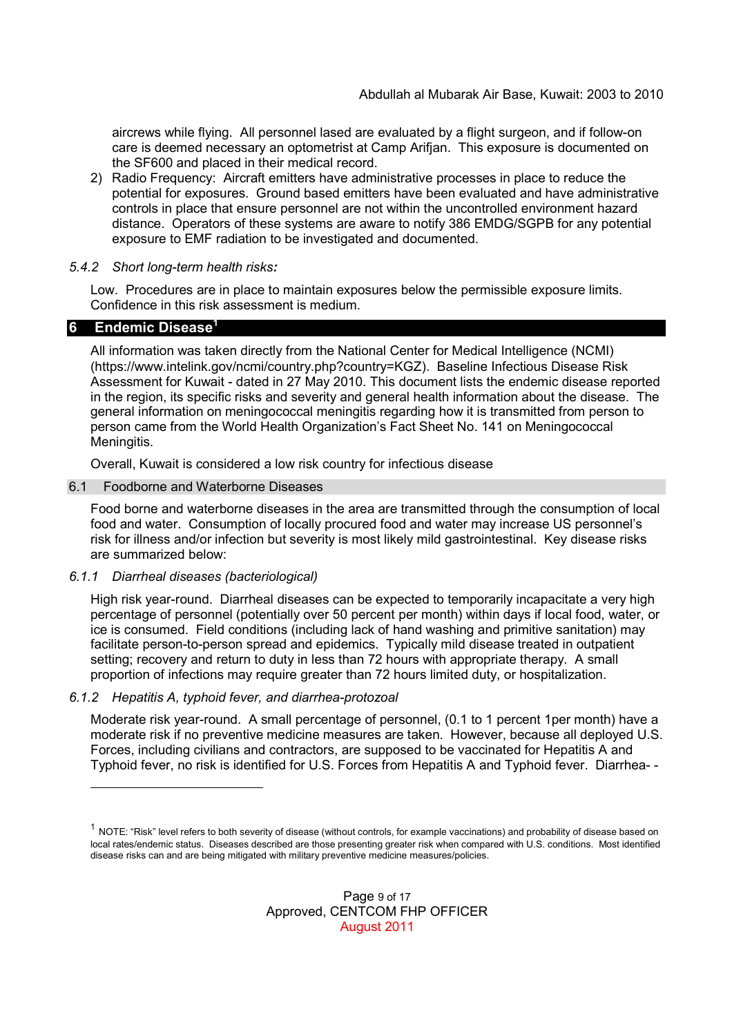aircrews while flying. All personnel lased are evaluated by a flight surgeon, and if follow-on care is deemed necessary an optometrist at Camp Arifjan. This exposure is documented on the SF600 and placed in their medical record.

2) Radio Frequency: Aircraft emitters have administrative processes in place to reduce the potential for exposures. Ground based emitters have been evaluated and have administrative controls in place that ensure personnel are not within the uncontrolled environment hazard distance. Operators of these systems are aware to notify 386 EMDG/SGPB for any potential exposure to EMF radiation to be investigated and documented.

#### *5.4.2 Short long-term health risks:*

Low. Procedures are in place to maintain exposures below the permissible exposure limits. Confidence in this risk assessment is medium.

## 6 Endemic Disease[1]

All information was taken directly from the National Center for Medical Intelligence (NCMI) (https://www.intelink.gov/ncmi/country.php?country=KGZ). Baseline Infectious Disease Risk Assessment for Kuwait - dated in 27 May 2010. This document lists the endemic disease reported in the region, its specific risks and severity and general health information about the disease. The general information on meningococcal meningitis regarding how it is transmitted from person to person came from the World Health Organization's Fact Sheet No. 141 on Meningococcal Meningitis.

Overall, Kuwait is considered a low risk country for infectious disease

### 6.1 Foodborne and Waterborne Diseases

Food borne and waterborne diseases in the area are transmitted through the consumption of local food and water. Consumption of locally procured food and water may increase US personnel's risk for illness and/or infection but severity is most likely mild gastrointestinal. Key disease risks are summarized below:

#### *6.1.1 Diarrheal diseases (bacteriological)*

High risk year-round. Diarrheal diseases can be expected to temporarily incapacitate a very high percentage of personnel (potentially over 50 percent per month) within days if local food, water, or ice is consumed. Field conditions (including lack of hand washing and primitive sanitation) may facilitate person-to-person spread and epidemics. Typically mild disease treated in outpatient setting; recovery and return to duty in less than 72 hours with appropriate therapy. A small proportion of infections may require greater than 72 hours limited duty, or hospitalization.

#### *6.1.2 Hepatitis A, typhoid fever, and diarrhea-protozoal*

Moderate risk year-round. A small percentage of personnel, (0.1 to 1 percent 1per month) have a moderate risk if no preventive medicine measures are taken. However, because all deployed U.S. Forces, including civilians and contractors, are supposed to be vaccinated for Hepatitis A and Typhoid fever, no risk is identified for U.S. Forces from Hepatitis A and Typhoid fever. Diarrhea- -

---

[1] NOTE: "Risk" level refers to both severity of disease (without controls, for example vaccinations) and probability of disease based on local rates/endemic status. Diseases described are those presenting greater risk when compared with U.S. conditions. Most identified disease risks can and are being mitigated with military preventive medicine measures/policies.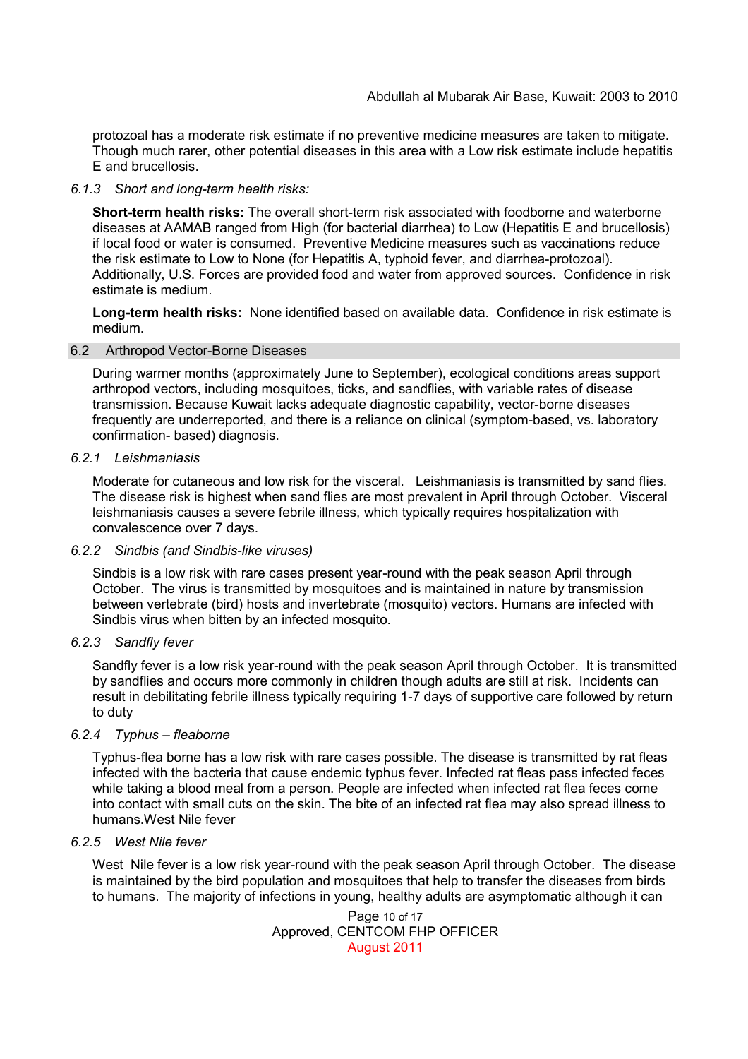protozoal has a moderate risk estimate if no preventive medicine measures are taken to mitigate. Though much rarer, other potential diseases in this area with a Low risk estimate include hepatitis E and brucellosis.

### *6.1.3 Short and long-term health risks:*

**Short-term health risks:** The overall short-term risk associated with foodborne and waterborne diseases at AAMAB ranged from High (for bacterial diarrhea) to Low (Hepatitis E and brucellosis) if local food or water is consumed. Preventive Medicine measures such as vaccinations reduce the risk estimate to Low to None (for Hepatitis A, typhoid fever, and diarrhea-protozoal). Additionally, U.S. Forces are provided food and water from approved sources. Confidence in risk estimate is medium.

**Long-term health risks:** None identified based on available data. Confidence in risk estimate is medium.

## 6.2 Arthropod Vector-Borne Diseases

During warmer months (approximately June to September), ecological conditions areas support arthropod vectors, including mosquitoes, ticks, and sandflies, with variable rates of disease transmission. Because Kuwait lacks adequate diagnostic capability, vector-borne diseases frequently are underreported, and there is a reliance on clinical (symptom-based, vs. laboratory confirmation- based) diagnosis.

### *6.2.1 Leishmaniasis*

Moderate for cutaneous and low risk for the visceral. Leishmaniasis is transmitted by sand flies. The disease risk is highest when sand flies are most prevalent in April through October. Visceral leishmaniasis causes a severe febrile illness, which typically requires hospitalization with convalescence over 7 days.

### *6.2.2 Sindbis (and Sindbis-like viruses)*

Sindbis is a low risk with rare cases present year-round with the peak season April through October. The virus is transmitted by mosquitoes and is maintained in nature by transmission between vertebrate (bird) hosts and invertebrate (mosquito) vectors. Humans are infected with Sindbis virus when bitten by an infected mosquito.

### *6.2.3 Sandfly fever*

Sandfly fever is a low risk year-round with the peak season April through October. It is transmitted by sandflies and occurs more commonly in children though adults are still at risk. Incidents can result in debilitating febrile illness typically requiring 1-7 days of supportive care followed by return to duty

### *6.2.4 Typhus – fleaborne*

Typhus-flea borne has a low risk with rare cases possible. The disease is transmitted by rat fleas infected with the bacteria that cause endemic typhus fever. Infected rat fleas pass infected feces while taking a blood meal from a person. People are infected when infected rat flea feces come into contact with small cuts on the skin. The bite of an infected rat flea may also spread illness to humans.West Nile fever

### *6.2.5 West Nile fever*

West Nile fever is a low risk year-round with the peak season April through October. The disease is maintained by the bird population and mosquitoes that help to transfer the diseases from birds to humans. The majority of infections in young, healthy adults are asymptomatic although it can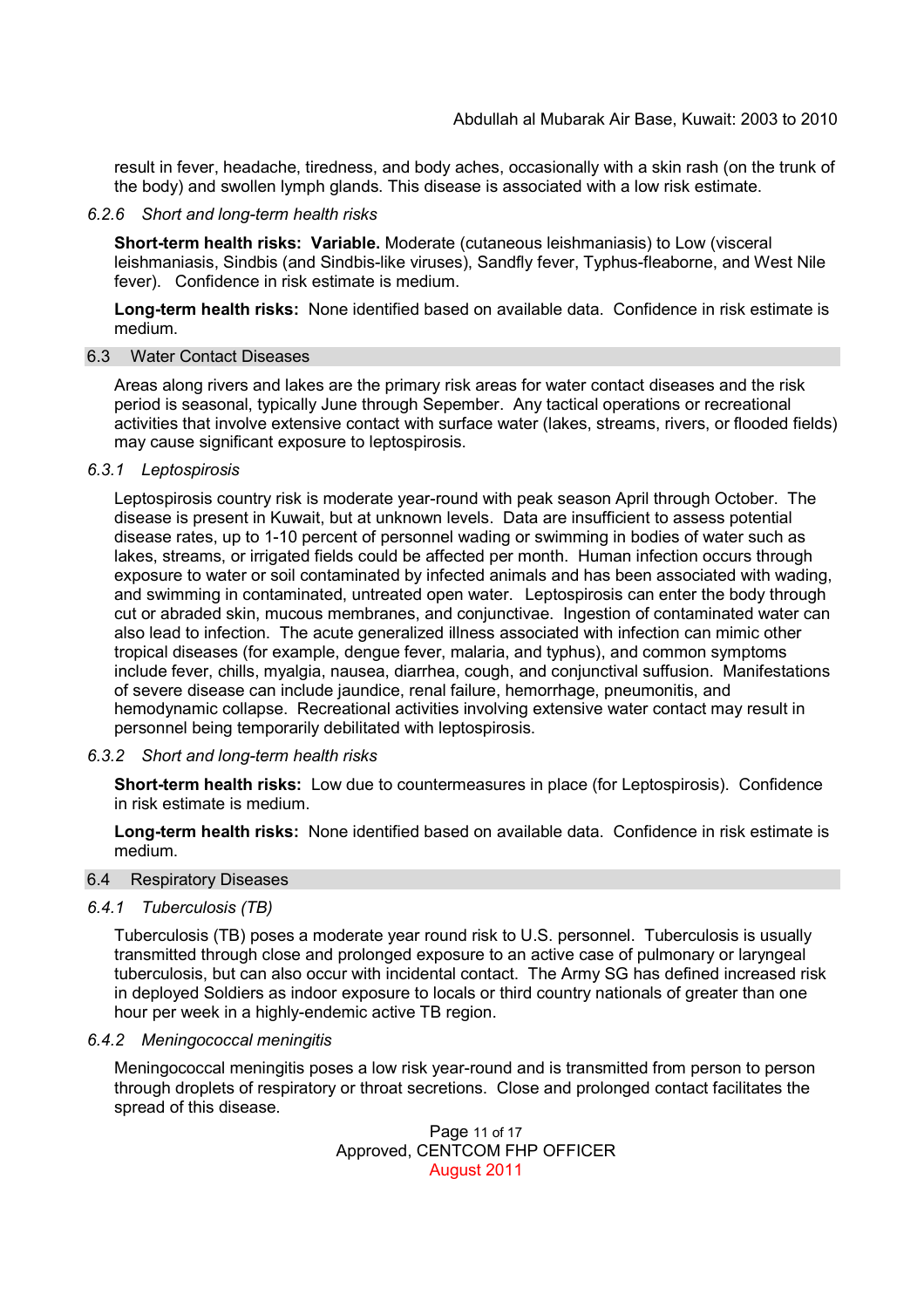result in fever, headache, tiredness, and body aches, occasionally with a skin rash (on the trunk of the body) and swollen lymph glands. This disease is associated with a low risk estimate.

### *6.2.6 Short and long-term health risks*

**Short-term health risks: Variable.** Moderate (cutaneous leishmaniasis) to Low (visceral leishmaniasis, Sindbis (and Sindbis-like viruses), Sandfly fever, Typhus-fleaborne, and West Nile fever). Confidence in risk estimate is medium.

**Long-term health risks:** None identified based on available data. Confidence in risk estimate is medium.

## 6.3 Water Contact Diseases

Areas along rivers and lakes are the primary risk areas for water contact diseases and the risk period is seasonal, typically June through Sepember. Any tactical operations or recreational activities that involve extensive contact with surface water (lakes, streams, rivers, or flooded fields) may cause significant exposure to leptospirosis.

### *6.3.1 Leptospirosis*

Leptospirosis country risk is moderate year-round with peak season April through October. The disease is present in Kuwait, but at unknown levels. Data are insufficient to assess potential disease rates, up to 1-10 percent of personnel wading or swimming in bodies of water such as lakes, streams, or irrigated fields could be affected per month. Human infection occurs through exposure to water or soil contaminated by infected animals and has been associated with wading, and swimming in contaminated, untreated open water. Leptospirosis can enter the body through cut or abraded skin, mucous membranes, and conjunctivae. Ingestion of contaminated water can also lead to infection. The acute generalized illness associated with infection can mimic other tropical diseases (for example, dengue fever, malaria, and typhus), and common symptoms include fever, chills, myalgia, nausea, diarrhea, cough, and conjunctival suffusion. Manifestations of severe disease can include jaundice, renal failure, hemorrhage, pneumonitis, and hemodynamic collapse. Recreational activities involving extensive water contact may result in personnel being temporarily debilitated with leptospirosis.

### *6.3.2 Short and long-term health risks*

**Short-term health risks:** Low due to countermeasures in place (for Leptospirosis). Confidence in risk estimate is medium.

**Long-term health risks:** None identified based on available data. Confidence in risk estimate is medium.

## 6.4 Respiratory Diseases

### *6.4.1 Tuberculosis (TB)*

Tuberculosis (TB) poses a moderate year round risk to U.S. personnel. Tuberculosis is usually transmitted through close and prolonged exposure to an active case of pulmonary or laryngeal tuberculosis, but can also occur with incidental contact. The Army SG has defined increased risk in deployed Soldiers as indoor exposure to locals or third country nationals of greater than one hour per week in a highly-endemic active TB region.

### *6.4.2 Meningococcal meningitis*

Meningococcal meningitis poses a low risk year-round and is transmitted from person to person through droplets of respiratory or throat secretions. Close and prolonged contact facilitates the spread of this disease.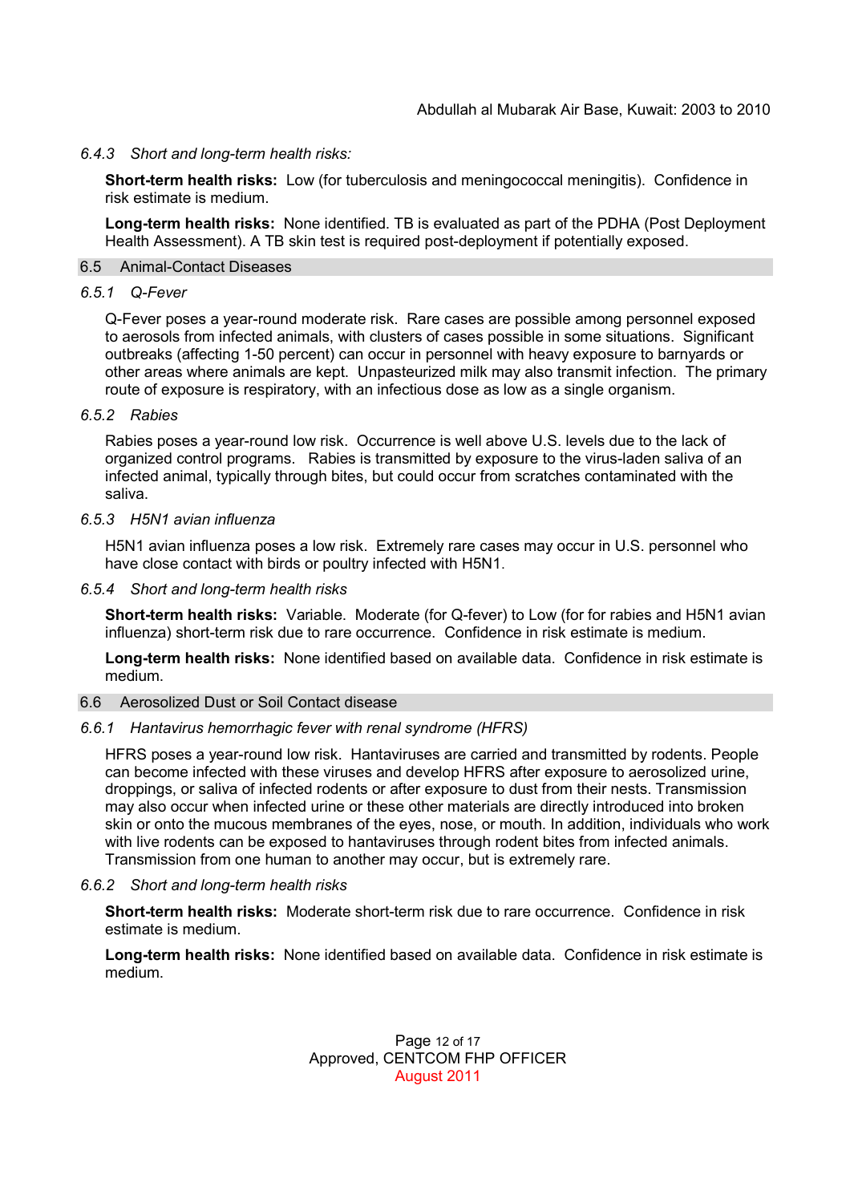#### *6.4.3 Short and long-term health risks:*

**Short-term health risks:** Low (for tuberculosis and meningococcal meningitis). Confidence in risk estimate is medium.

**Long-term health risks:** None identified. TB is evaluated as part of the PDHA (Post Deployment Health Assessment). A TB skin test is required post-deployment if potentially exposed.

### 6.5 Animal-Contact Diseases

#### *6.5.1 Q-Fever*

Q-Fever poses a year-round moderate risk. Rare cases are possible among personnel exposed to aerosols from infected animals, with clusters of cases possible in some situations. Significant outbreaks (affecting 1-50 percent) can occur in personnel with heavy exposure to barnyards or other areas where animals are kept. Unpasteurized milk may also transmit infection. The primary route of exposure is respiratory, with an infectious dose as low as a single organism.

#### *6.5.2 Rabies*

Rabies poses a year-round low risk. Occurrence is well above U.S. levels due to the lack of organized control programs. Rabies is transmitted by exposure to the virus-laden saliva of an infected animal, typically through bites, but could occur from scratches contaminated with the saliva.

#### *6.5.3 H5N1 avian influenza*

H5N1 avian influenza poses a low risk. Extremely rare cases may occur in U.S. personnel who have close contact with birds or poultry infected with H5N1.

#### *6.5.4 Short and long-term health risks*

**Short-term health risks:** Variable. Moderate (for Q-fever) to Low (for for rabies and H5N1 avian influenza) short-term risk due to rare occurrence. Confidence in risk estimate is medium.

**Long-term health risks:** None identified based on available data. Confidence in risk estimate is medium.

### 6.6 Aerosolized Dust or Soil Contact disease

#### *6.6.1 Hantavirus hemorrhagic fever with renal syndrome (HFRS)*

HFRS poses a year-round low risk. Hantaviruses are carried and transmitted by rodents. People can become infected with these viruses and develop HFRS after exposure to aerosolized urine, droppings, or saliva of infected rodents or after exposure to dust from their nests. Transmission may also occur when infected urine or these other materials are directly introduced into broken skin or onto the mucous membranes of the eyes, nose, or mouth. In addition, individuals who work with live rodents can be exposed to hantaviruses through rodent bites from infected animals. Transmission from one human to another may occur, but is extremely rare.

#### *6.6.2 Short and long-term health risks*

**Short-term health risks:** Moderate short-term risk due to rare occurrence. Confidence in risk estimate is medium.

**Long-term health risks:** None identified based on available data. Confidence in risk estimate is medium.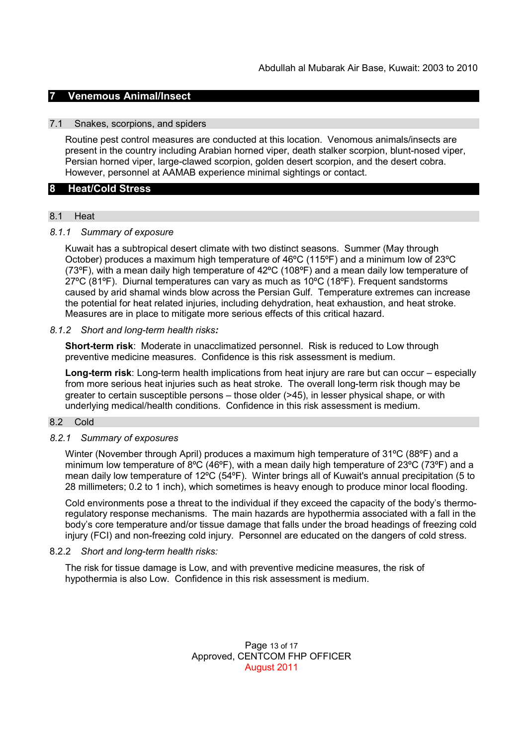## 7 Venemous Animal/Insect

### 7.1 Snakes, scorpions, and spiders

Routine pest control measures are conducted at this location. Venomous animals/insects are present in the country including Arabian horned viper, death stalker scorpion, blunt-nosed viper, Persian horned viper, large-clawed scorpion, golden desert scorpion, and the desert cobra. However, personnel at AAMAB experience minimal sightings or contact.

## 8 Heat/Cold Stress

### 8.1 Heat

#### *8.1.1 Summary of exposure*

Kuwait has a subtropical desert climate with two distinct seasons. Summer (May through October) produces a maximum high temperature of 46ºC (115ºF) and a minimum low of 23ºC (73ºF), with a mean daily high temperature of 42ºC (108ºF) and a mean daily low temperature of 27ºC (81ºF). Diurnal temperatures can vary as much as 10ºC (18ºF). Frequent sandstorms caused by arid shamal winds blow across the Persian Gulf. Temperature extremes can increase the potential for heat related injuries, including dehydration, heat exhaustion, and heat stroke. Measures are in place to mitigate more serious effects of this critical hazard.

#### *8.1.2 Short and long-term health risks:*

**Short-term risk**: Moderate in unacclimatized personnel. Risk is reduced to Low through preventive medicine measures. Confidence is this risk assessment is medium.

**Long-term risk**: Long-term health implications from heat injury are rare but can occur – especially from more serious heat injuries such as heat stroke. The overall long-term risk though may be greater to certain susceptible persons – those older (>45), in lesser physical shape, or with underlying medical/health conditions. Confidence in this risk assessment is medium.

### 8.2 Cold

#### *8.2.1 Summary of exposures*

Winter (November through April) produces a maximum high temperature of 31ºC (88ºF) and a minimum low temperature of 8ºC (46ºF), with a mean daily high temperature of 23ºC (73ºF) and a mean daily low temperature of 12ºC (54ºF). Winter brings all of Kuwait's annual precipitation (5 to 28 millimeters; 0.2 to 1 inch), which sometimes is heavy enough to produce minor local flooding.

Cold environments pose a threat to the individual if they exceed the capacity of the body's thermo-regulatory response mechanisms. The main hazards are hypothermia associated with a fall in the body's core temperature and/or tissue damage that falls under the broad headings of freezing cold injury (FCI) and non-freezing cold injury. Personnel are educated on the dangers of cold stress.

#### 8.2.2 *Short and long-term health risks:*

The risk for tissue damage is Low, and with preventive medicine measures, the risk of hypothermia is also Low. Confidence in this risk assessment is medium.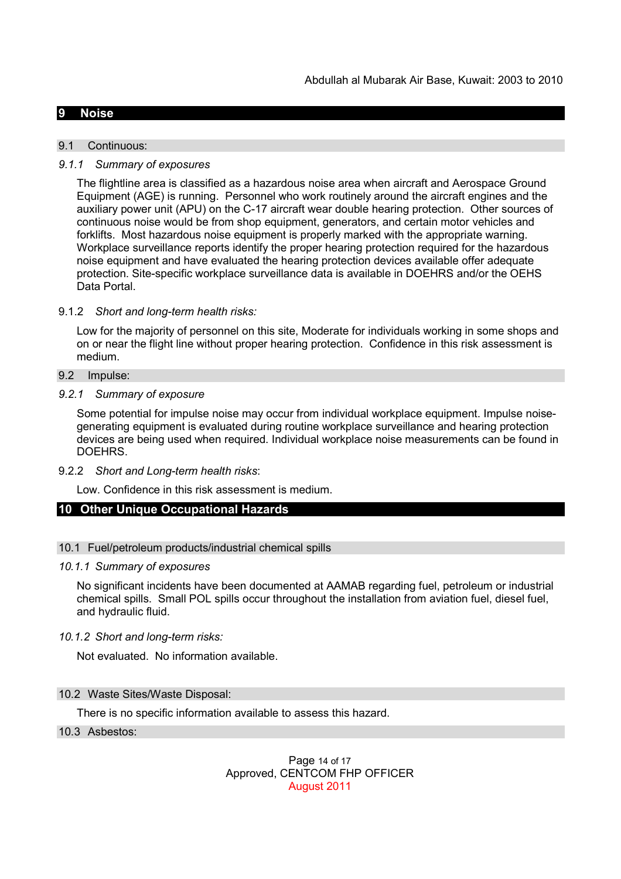## 9 Noise

### 9.1 Continuous:

#### *9.1.1 Summary of exposures*

The flightline area is classified as a hazardous noise area when aircraft and Aerospace Ground Equipment (AGE) is running. Personnel who work routinely around the aircraft engines and the auxiliary power unit (APU) on the C-17 aircraft wear double hearing protection. Other sources of continuous noise would be from shop equipment, generators, and certain motor vehicles and forklifts. Most hazardous noise equipment is properly marked with the appropriate warning. Workplace surveillance reports identify the proper hearing protection required for the hazardous noise equipment and have evaluated the hearing protection devices available offer adequate protection. Site-specific workplace surveillance data is available in DOEHRS and/or the OEHS Data Portal.

#### 9.1.2 *Short and long-term health risks:*

Low for the majority of personnel on this site, Moderate for individuals working in some shops and on or near the flight line without proper hearing protection. Confidence in this risk assessment is medium.

### 9.2 Impulse:

#### *9.2.1 Summary of exposure*

Some potential for impulse noise may occur from individual workplace equipment. Impulse noise-generating equipment is evaluated during routine workplace surveillance and hearing protection devices are being used when required. Individual workplace noise measurements can be found in DOEHRS.

#### 9.2.2 *Short and Long-term health risks*:

Low. Confidence in this risk assessment is medium.

## 10 Other Unique Occupational Hazards

### 10.1 Fuel/petroleum products/industrial chemical spills

#### *10.1.1 Summary of exposures*

No significant incidents have been documented at AAMAB regarding fuel, petroleum or industrial chemical spills. Small POL spills occur throughout the installation from aviation fuel, diesel fuel, and hydraulic fluid.

#### *10.1.2 Short and long-term risks:*

Not evaluated. No information available.

### 10.2 Waste Sites/Waste Disposal:

There is no specific information available to assess this hazard.

### 10.3 Asbestos: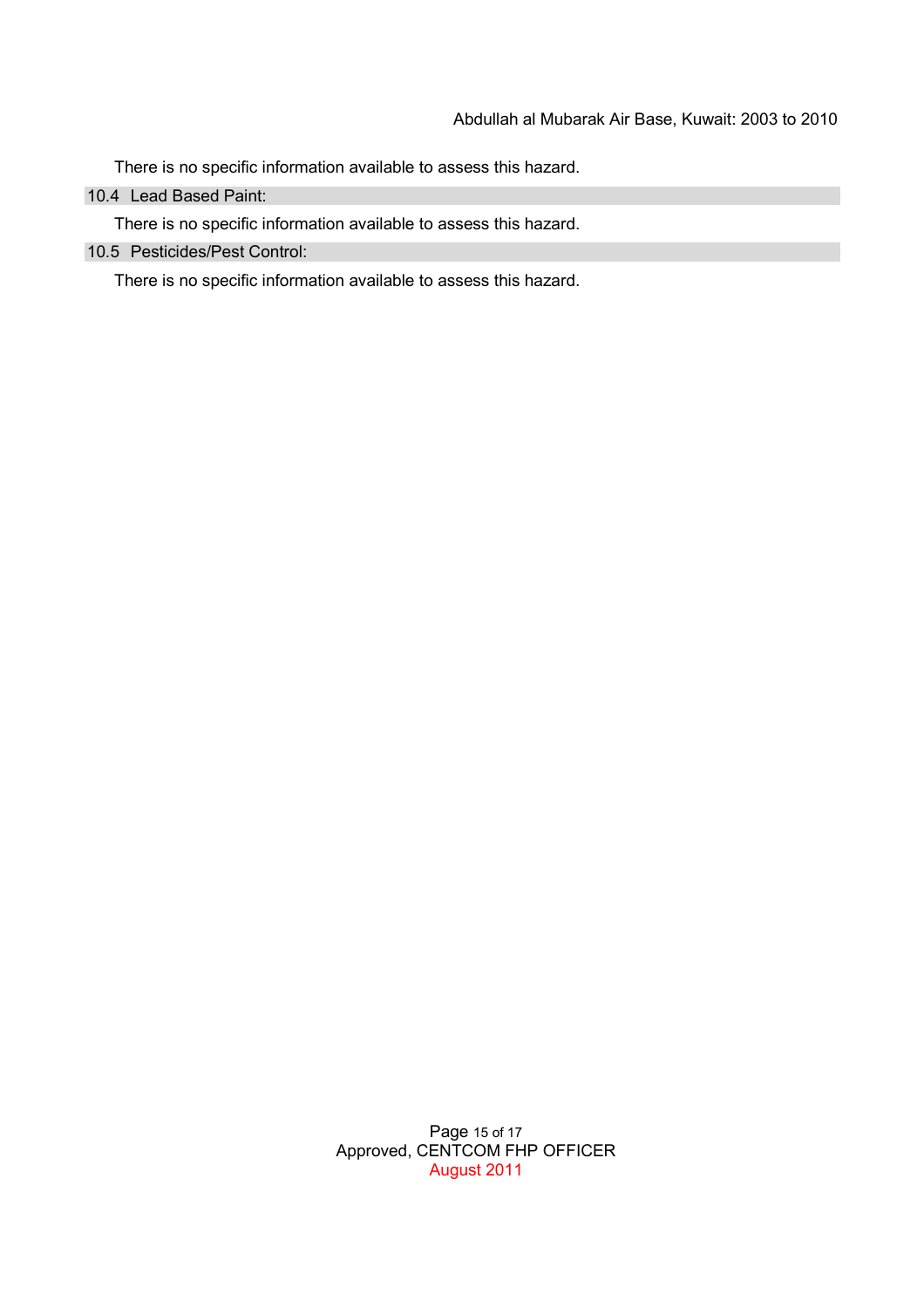There is no specific information available to assess this hazard.

### 10.4 Lead Based Paint:

There is no specific information available to assess this hazard.

### 10.5 Pesticides/Pest Control:

There is no specific information available to assess this hazard.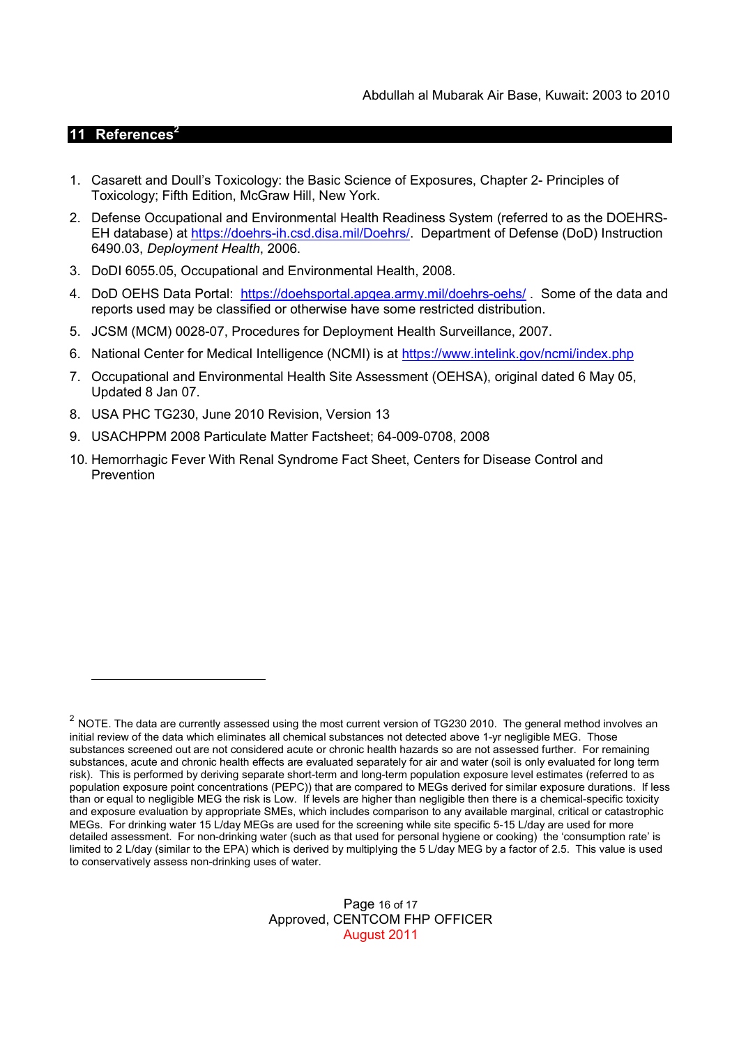## 11 References[2]

1. Casarett and Doull's Toxicology: the Basic Science of Exposures, Chapter 2- Principles of Toxicology; Fifth Edition, McGraw Hill, New York.
2. Defense Occupational and Environmental Health Readiness System (referred to as the DOEHRS-EH database) at https://doehrs-ih.csd.disa.mil/Doehrs/. Department of Defense (DoD) Instruction 6490.03, *Deployment Health*, 2006.
3. DoDI 6055.05, Occupational and Environmental Health, 2008.
4. DoD OEHS Data Portal: https://doehsportal.apgea.army.mil/doehrs-oehs/ . Some of the data and reports used may be classified or otherwise have some restricted distribution.
5. JCSM (MCM) 0028-07, Procedures for Deployment Health Surveillance, 2007.
6. National Center for Medical Intelligence (NCMI) is at https://www.intelink.gov/ncmi/index.php
7. Occupational and Environmental Health Site Assessment (OEHSA), original dated 6 May 05, Updated 8 Jan 07.
8. USA PHC TG230, June 2010 Revision, Version 13
9. USACHPPM 2008 Particulate Matter Factsheet; 64-009-0708, 2008
10. Hemorrhagic Fever With Renal Syndrome Fact Sheet, Centers for Disease Control and Prevention

---

[2] NOTE. The data are currently assessed using the most current version of TG230 2010. The general method involves an initial review of the data which eliminates all chemical substances not detected above 1-yr negligible MEG. Those substances screened out are not considered acute or chronic health hazards so are not assessed further. For remaining substances, acute and chronic health effects are evaluated separately for air and water (soil is only evaluated for long term risk). This is performed by deriving separate short-term and long-term population exposure level estimates (referred to as population exposure point concentrations (PEPC)) that are compared to MEGs derived for similar exposure durations. If less than or equal to negligible MEG the risk is Low. If levels are higher than negligible then there is a chemical-specific toxicity and exposure evaluation by appropriate SMEs, which includes comparison to any available marginal, critical or catastrophic MEGs. For drinking water 15 L/day MEGs are used for the screening while site specific 5-15 L/day are used for more detailed assessment. For non-drinking water (such as that used for personal hygiene or cooking) the 'consumption rate' is limited to 2 L/day (similar to the EPA) which is derived by multiplying the 5 L/day MEG by a factor of 2.5. This value is used to conservatively assess non-drinking uses of water.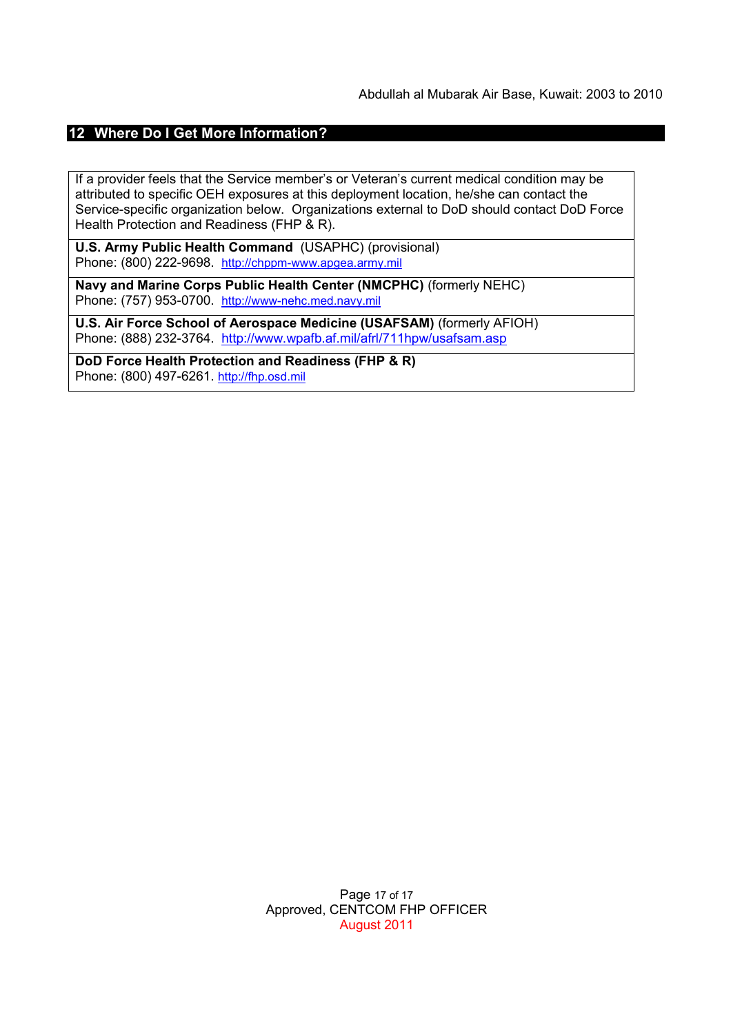## 12 Where Do I Get More Information?

| |
|---|
| If a provider feels that the Service member's or Veteran's current medical condition may be attributed to specific OEH exposures at this deployment location, he/she can contact the Service-specific organization below. Organizations external to DoD should contact DoD Force Health Protection and Readiness (FHP & R). |
| **U.S. Army Public Health Command** (USAPHC) (provisional) Phone: (800) 222-9698. http://chppm-www.apgea.army.mil |
| **Navy and Marine Corps Public Health Center (NMCPHC)** (formerly NEHC) Phone: (757) 953-0700. http://www-nehc.med.navy.mil |
| **U.S. Air Force School of Aerospace Medicine (USAFSAM)** (formerly AFIOH) Phone: (888) 232-3764. http://www.wpafb.af.mil/afrl/711hpw/usafsam.asp |
| **DoD Force Health Protection and Readiness (FHP & R)** Phone: (800) 497-6261. http://fhp.osd.mil |